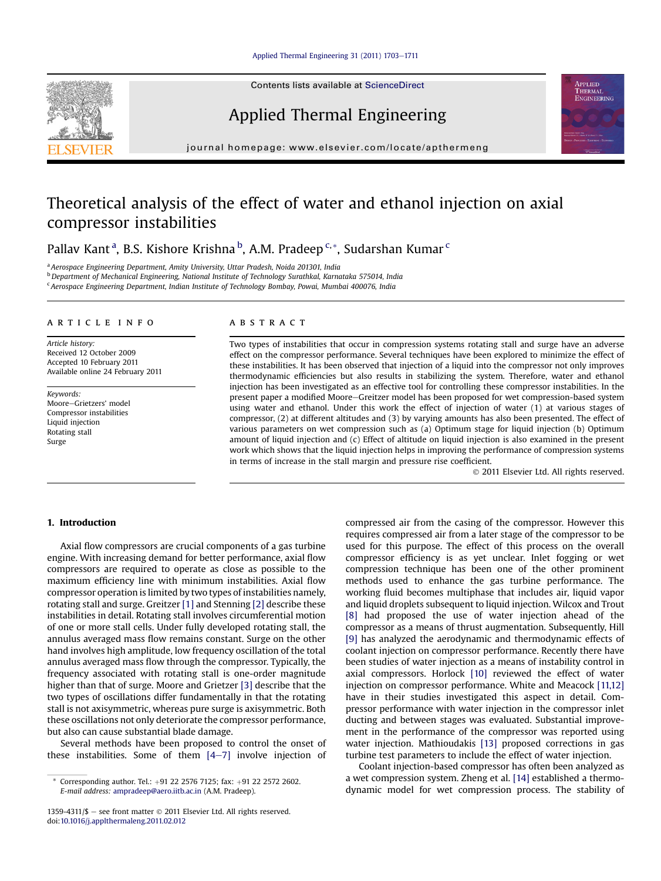# Theoretical analysis of the effect of water and ethanol injection on axial compressor instabilities

Pallav Kant [a], B.S. Kishore Krishna [b], A.M. Pradeep [c,*], Sudarshan Kumar [c]

[a] Aerospace Engineering Department, Amity University, Uttar Pradesh, Noida 201301, India
[b] Department of Mechanical Engineering, National Institute of Technology Surathkal, Karnataka 575014, India
[c] Aerospace Engineering Department, Indian Institute of Technology Bombay, Powai, Mumbai 400076, India

## ARTICLE INFO

*Article history:*
Received 12 October 2009
Accepted 10 February 2011
Available online 24 February 2011

*Keywords:*
Moore–Grietzers' model
Compressor instabilities
Liquid injection
Rotating stall
Surge

## ABSTRACT

Two types of instabilities that occur in compression systems rotating stall and surge have an adverse effect on the compressor performance. Several techniques have been explored to minimize the effect of these instabilities. It has been observed that injection of a liquid into the compressor not only improves thermodynamic efficiencies but also results in stabilizing the system. Therefore, water and ethanol injection has been investigated as an effective tool for controlling these compressor instabilities. In the present paper a modified Moore–Greitzer model has been proposed for wet compression-based system using water and ethanol. Under this work the effect of injection of water (1) at various stages of compressor, (2) at different altitudes and (3) by varying amounts has also been presented. The effect of various parameters on wet compression such as (a) Optimum stage for liquid injection (b) Optimum amount of liquid injection and (c) Effect of altitude on liquid injection is also examined in the present work which shows that the liquid injection helps in improving the performance of compression systems in terms of increase in the stall margin and pressure rise coefficient.

© 2011 Elsevier Ltd. All rights reserved.

## 1. Introduction

Axial flow compressors are crucial components of a gas turbine engine. With increasing demand for better performance, axial flow compressors are required to operate as close as possible to the maximum efficiency line with minimum instabilities. Axial flow compressor operation is limited by two types of instabilities namely, rotating stall and surge. Greitzer [1] and Stenning [2] describe these instabilities in detail. Rotating stall involves circumferential motion of one or more stall cells. Under fully developed rotating stall, the annulus averaged mass flow remains constant. Surge on the other hand involves high amplitude, low frequency oscillation of the total annulus averaged mass flow through the compressor. Typically, the frequency associated with rotating stall is one-order magnitude higher than that of surge. Moore and Greitzer [3] describe that the two types of oscillations differ fundamentally in that the rotating stall is not axisymmetric, whereas pure surge is axisymmetric. Both these oscillations not only deteriorate the compressor performance, but also can cause substantial blade damage.

Several methods have been proposed to control the onset of these instabilities. Some of them [4–7] involve injection of compressed air from the casing of the compressor. However this requires compressed air from a later stage of the compressor to be used for this purpose. The effect of this process on the overall compressor efficiency is as yet unclear. Inlet fogging or wet compression technique has been one of the other prominent methods used to enhance the gas turbine performance. The working fluid becomes multiphase that includes air, liquid vapor and liquid droplets subsequent to liquid injection. Wilcox and Trout [8] had proposed the use of water injection ahead of the compressor as a means of thrust augmentation. Subsequently, Hill [9] has analyzed the aerodynamic and thermodynamic effects of coolant injection on compressor performance. Recently there have been studies of water injection as a means of instability control in axial compressors. Horlock [10] reviewed the effect of water injection on compressor performance. White and Meacock [11,12] have in their studies investigated this aspect in detail. Compressor performance with water injection in the compressor inlet ducting and between stages was evaluated. Substantial improvement in the performance of the compressor was reported using water injection. Mathioudakis [13] proposed corrections in gas turbine test parameters to include the effect of water injection.

Coolant injection-based compressor has often been analyzed as a wet compression system. Zheng et al. [14] established a thermodynamic model for wet compression process. The stability of

* Corresponding author. Tel.: +91 22 2576 7125; fax: +91 22 2572 2602. E-mail address: ampradeep@aero.iitb.ac.in (A.M. Pradeep).

1359-4311/$ – see front matter © 2011 Elsevier Ltd. All rights reserved.
doi:10.1016/j.applthermaleng.2011.02.012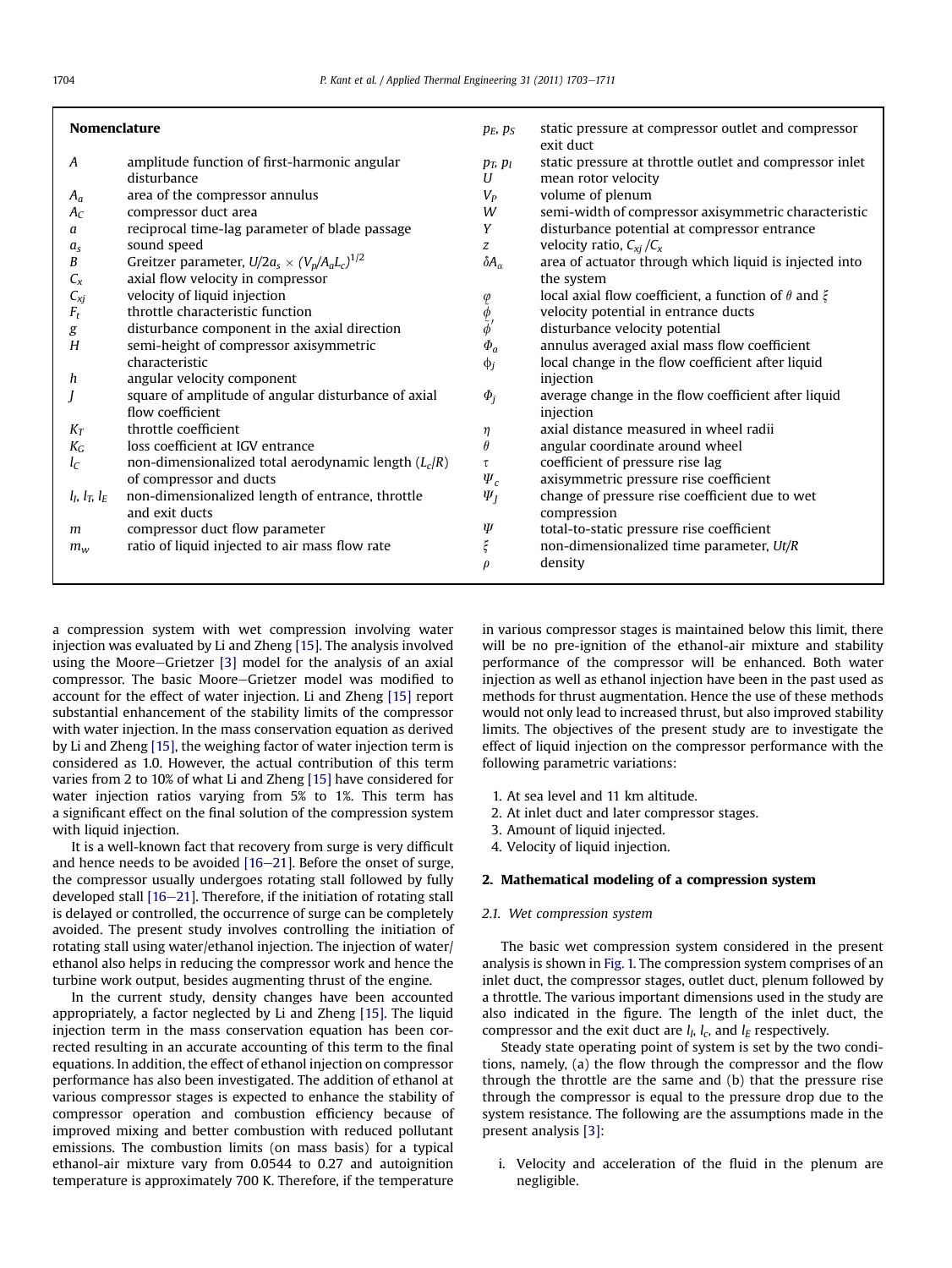## Nomenclature

| | | | |
|---|---|---|---|
| $A$ | amplitude function of first-harmonic angular disturbance | $p_E$, $p_S$ | static pressure at compressor outlet and compressor exit duct |
| $A_a$ | area of the compressor annulus | $p_T$, $p_I$ | static pressure at throttle outlet and compressor inlet |
| $A_C$ | compressor duct area | $U$ | mean rotor velocity |
| $a$ | reciprocal time-lag parameter of blade passage | $V_P$ | volume of plenum |
| $a_s$ | sound speed | $W$ | semi-width of compressor axisymmetric characteristic |
| $B$ | Greitzer parameter, $U/2a_s \times (V_p/A_aL_c)^{1/2}$ | $Y$ | disturbance potential at compressor entrance |
| $C_x$ | axial flow velocity in compressor | $z$ | velocity ratio, $C_{xj}/C_x$ |
| $C_{xj}$ | velocity of liquid injection | $\delta A_\alpha$ | area of actuator through which liquid is injected into the system |
| $F_t$ | throttle characteristic function | $\varphi$ | local axial flow coefficient, a function of $\theta$ and $\xi$ |
| $g$ | disturbance component in the axial direction | $\phi$ | velocity potential in entrance ducts |
| $H$ | semi-height of compressor axisymmetric characteristic | $\phi'$ | disturbance velocity potential |
| $h$ | angular velocity component | $\Phi_a$ | annulus averaged axial mass flow coefficient |
| $J$ | square of amplitude of angular disturbance of axial flow coefficient | $\phi_j$ | local change in the flow coefficient after liquid injection |
| $K_T$ | throttle coefficient | $\Phi_j$ | average change in the flow coefficient after liquid injection |
| $K_G$ | loss coefficient at IGV entrance | $\eta$ | axial distance measured in wheel radii |
| $l_C$ | non-dimensionalized total aerodynamic length ($L_c/R$) of compressor and ducts | $\theta$ | angular coordinate around wheel |
| $l_I$, $l_T$, $l_E$ | non-dimensionalized length of entrance, throttle and exit ducts | $\tau$ | coefficient of pressure rise lag |
| $m$ | compressor duct flow parameter | $\Psi_c$ | axisymmetric pressure rise coefficient |
| $m_w$ | ratio of liquid injected to air mass flow rate | $\Psi_J$ | change of pressure rise coefficient due to wet compression |
| | | $\Psi$ | total-to-static pressure rise coefficient |
| | | $\xi$ | non-dimensionalized time parameter, $Ut/R$ |
| | | $\rho$ | density |

a compression system with wet compression involving water injection was evaluated by Li and Zheng [15]. The analysis involved using the Moore–Grietzer [3] model for the analysis of an axial compressor. The basic Moore–Grietzer model was modified to account for the effect of water injection. Li and Zheng [15] report substantial enhancement of the stability limits of the compressor with water injection. In the mass conservation equation as derived by Li and Zheng [15], the weighing factor of water injection term is considered as 1.0. However, the actual contribution of this term varies from 2 to 10% of what Li and Zheng [15] have considered for water injection ratios varying from 5% to 1%. This term has a significant effect on the final solution of the compression system with liquid injection.

It is a well-known fact that recovery from surge is very difficult and hence needs to be avoided [16–21]. Before the onset of surge, the compressor usually undergoes rotating stall followed by fully developed stall [16–21]. Therefore, if the initiation of rotating stall is delayed or controlled, the occurrence of surge can be completely avoided. The present study involves controlling the initiation of rotating stall using water/ethanol injection. The injection of water/ethanol also helps in reducing the compressor work and hence the turbine work output, besides augmenting thrust of the engine.

In the current study, density changes have been accounted appropriately, a factor neglected by Li and Zheng [15]. The liquid injection term in the mass conservation equation has been corrected resulting in an accurate accounting of this term to the final equations. In addition, the effect of ethanol injection on compressor performance has also been investigated. The addition of ethanol at various compressor stages is expected to enhance the stability of compressor operation and combustion efficiency because of improved mixing and better combustion with reduced pollutant emissions. The combustion limits (on mass basis) for a typical ethanol-air mixture vary from 0.0544 to 0.27 and autoignition temperature is approximately 700 K. Therefore, if the temperature in various compressor stages is maintained below this limit, there will be no pre-ignition of the ethanol-air mixture and stability performance of the compressor will be enhanced. Both water injection as well as ethanol injection have been in the past used as methods for thrust augmentation. Hence the use of these methods would not only lead to increased thrust, but also improved stability limits. The objectives of the present study are to investigate the effect of liquid injection on the compressor performance with the following parametric variations:

1. At sea level and 11 km altitude.
2. At inlet duct and later compressor stages.
3. Amount of liquid injected.
4. Velocity of liquid injection.

## 2. Mathematical modeling of a compression system

### 2.1. Wet compression system

The basic wet compression system considered in the present analysis is shown in Fig. 1. The compression system comprises of an inlet duct, the compressor stages, outlet duct, plenum followed by a throttle. The various important dimensions used in the study are also indicated in the figure. The length of the inlet duct, the compressor and the exit duct are $l_I$, $l_c$, and $l_E$ respectively.

Steady state operating point of system is set by the two conditions, namely, (a) the flow through the compressor and the flow through the throttle are the same and (b) that the pressure rise through the compressor is equal to the pressure drop due to the system resistance. The following are the assumptions made in the present analysis [3]:

i. Velocity and acceleration of the fluid in the plenum are negligible.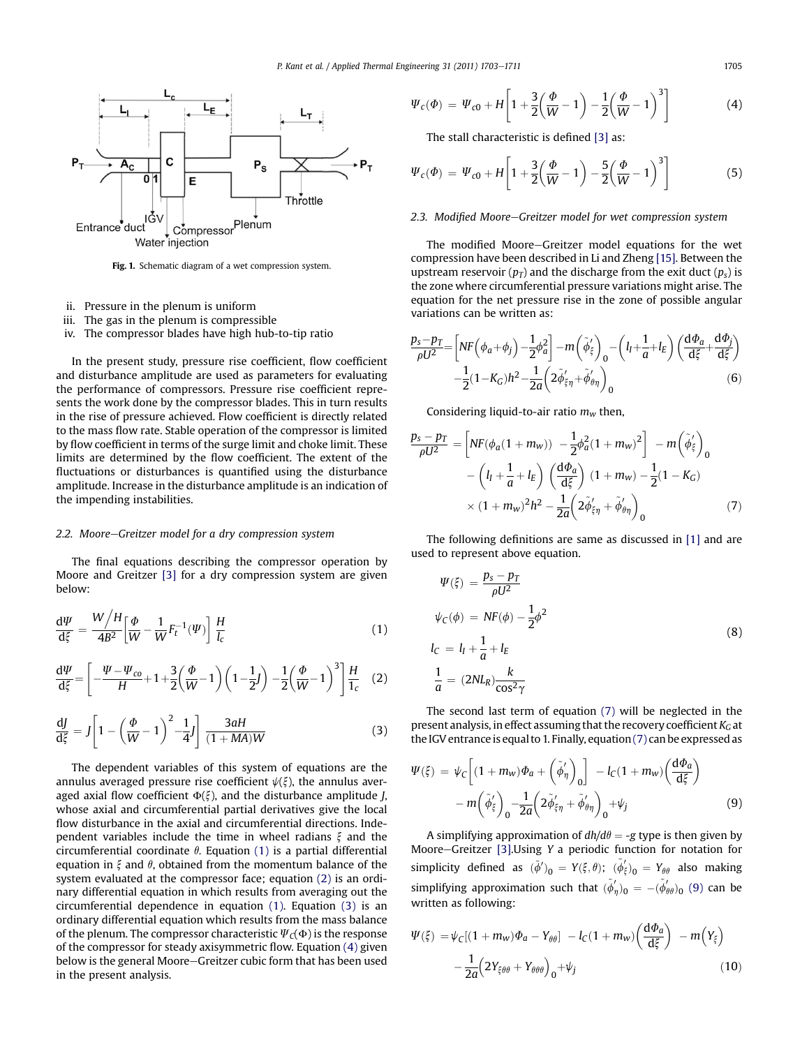Fig. 1. Schematic diagram of a wet compression system.

ii. Pressure in the plenum is uniform
iii. The gas in the plenum is compressible
iv. The compressor blades have high hub-to-tip ratio

In the present study, pressure rise coefficient, flow coefficient and disturbance amplitude are used as parameters for evaluating the performance of compressors. Pressure rise coefficient represents the work done by the compressor blades. This in turn results in the rise of pressure achieved. Flow coefficient is directly related to the mass flow rate. Stable operation of the compressor is limited by flow coefficient in terms of the surge limit and choke limit. These limits are determined by the flow coefficient. The extent of the fluctuations or disturbances is quantified using the disturbance amplitude. Increase in the disturbance amplitude is an indication of the impending instabilities.

### 2.2. Moore–Greitzer model for a dry compression system

The final equations describing the compressor operation by Moore and Greitzer [3] for a dry compression system are given below:

$$\frac{d\Psi}{d\xi} = \frac{W/H}{4B^2}\left[\frac{\Phi}{W} - \frac{1}{W}F_t^{-1}(\Psi)\right]\frac{H}{l_c} \tag{1}$$

$$\frac{d\Psi}{d\xi} = \left[-\frac{\Psi - \Psi_{co}}{H} + 1 + \frac{3}{2}\left(\frac{\Phi}{W}-1\right)\left(1-\frac{1}{2}J\right) - \frac{1}{2}\left(\frac{\Phi}{W}-1\right)^3\right]\frac{H}{1_c} \tag{2}$$

$$\frac{dJ}{d\xi} = J\left[1-\left(\frac{\Phi}{W}-1\right)^2 - \frac{1}{4}J\right]\frac{3aH}{(1+MA)W} \tag{3}$$

The dependent variables of this system of equations are the annulus averaged pressure rise coefficient $\psi(\xi)$, the annulus averaged axial flow coefficient $\Phi(\xi)$, and the disturbance amplitude $J$, whose axial and circumferential partial derivatives give the local flow disturbance in the axial and circumferential directions. Independent variables include the time in wheel radians $\xi$ and the circumferential coordinate $\theta$. Equation (1) is a partial differential equation in $\xi$ and $\theta$, obtained from the momentum balance of the system evaluated at the compressor face; equation (2) is an ordinary differential equation in which results from averaging out the circumferential dependence in equation (1). Equation (3) is an ordinary differential equation which results from the mass balance of the plenum. The compressor characteristic $\Psi_C(\Phi)$ is the response of the compressor for steady axisymmetric flow. Equation (4) given below is the general Moore–Greitzer cubic form that has been used in the present analysis.

$$\Psi_c(\Phi) = \Psi_{c0} + H\left[1 + \frac{3}{2}\left(\frac{\Phi}{W}-1\right) - \frac{1}{2}\left(\frac{\Phi}{W}-1\right)^3\right] \tag{4}$$

The stall characteristic is defined [3] as:

$$\Psi_c(\Phi) = \Psi_{c0} + H\left[1 + \frac{3}{2}\left(\frac{\Phi}{W}-1\right) - \frac{5}{2}\left(\frac{\Phi}{W}-1\right)^3\right] \tag{5}$$

### 2.3. Modified Moore–Greitzer model for wet compression system

The modified Moore–Greitzer model equations for the wet compression have been described in Li and Zheng [15]. Between the upstream reservoir ($p_T$) and the discharge from the exit duct ($p_s$) is the zone where circumferential pressure variations might arise. The equation for the net pressure rise in the zone of possible angular variations can be written as:

$$\frac{p_s - p_T}{\rho U^2} = \left[NF\left(\phi_a + \phi_j\right) - \frac{1}{2}\phi_a^2\right] - m\left(\tilde{\phi}_\xi'\right)_0 - \left(l_I + \frac{1}{a} + l_E\right)\left(\frac{d\Phi_a}{d\xi} + \frac{d\Phi_j}{d\xi}\right) - \frac{1}{2}(1-K_G)h^2 - \frac{1}{2a}\left(2\tilde{\phi}_{\xi\eta}' + \tilde{\phi}_{\theta\eta}'\right)_0 \tag{6}$$

Considering liquid-to-air ratio $m_w$ then,

$$\frac{p_s - p_T}{\rho U^2} = \left[NF(\phi_a(1+m_w)) - \frac{1}{2}\phi_a^2(1+m_w)^2\right] - m\left(\tilde{\phi}_\xi'\right)_0 - \left(l_I + \frac{1}{a} + l_E\right)\left(\frac{d\Phi_a}{d\xi}\right)(1+m_w) - \frac{1}{2}(1-K_G) \times (1+m_w)^2h^2 - \frac{1}{2a}\left(2\tilde{\phi}_{\xi\eta}' + \tilde{\phi}_{\theta\eta}'\right)_0 \tag{7}$$

The following definitions are same as discussed in [1] and are used to represent above equation.

$$\begin{aligned}
\Psi(\xi) &= \frac{p_s - p_T}{\rho U^2} \\
\psi_C(\phi) &= NF(\phi) - \frac{1}{2}\phi^2 \\
l_C &= l_I + \frac{1}{a} + l_E \\
\frac{1}{a} &= (2NL_R)\frac{k}{\cos^2\gamma}
\end{aligned} \tag{8}$$

The second last term of equation (7) will be neglected in the present analysis, in effect assuming that the recovery coefficient $K_G$ at the IGV entrance is equal to 1. Finally, equation (7) can be expressed as

$$\Psi(\xi) = \psi_C\left[(1+m_w)\Phi_a + \left(\tilde{\phi}_\eta'\right)_0\right] - l_C(1+m_w)\left(\frac{d\Phi_a}{d\xi}\right) - m\left(\tilde{\phi}_\xi'\right)_0 - \frac{1}{2a}\left(2\tilde{\phi}_{\xi\eta}' + \tilde{\phi}_{\theta\eta}'\right)_0 + \psi_j \tag{9}$$

A simplifying approximation of $dh/d\theta = -g$ type is then given by Moore–Greitzer [3].Using $Y$ a periodic function for notation for simplicity defined as $(\tilde{\phi}')_0 = Y(\xi,\theta)$; $(\tilde{\phi}_\xi')_0 = Y_{\theta\theta}$ also making simplifying approximation such that $(\tilde{\phi}_\eta')_0 = -(\tilde{\phi}_{\theta\theta}')_0$ (9) can be written as following:

$$\Psi(\xi) = \psi_C[(1+m_w)\Phi_a - Y_{\theta\theta}] - l_C(1+m_w)\left(\frac{d\Phi_a}{d\xi}\right) - m\left(Y_\xi\right) - \frac{1}{2a}\left(2Y_{\xi\theta\theta} + Y_{\theta\theta\theta}\right)_0 + \psi_j \tag{10}$$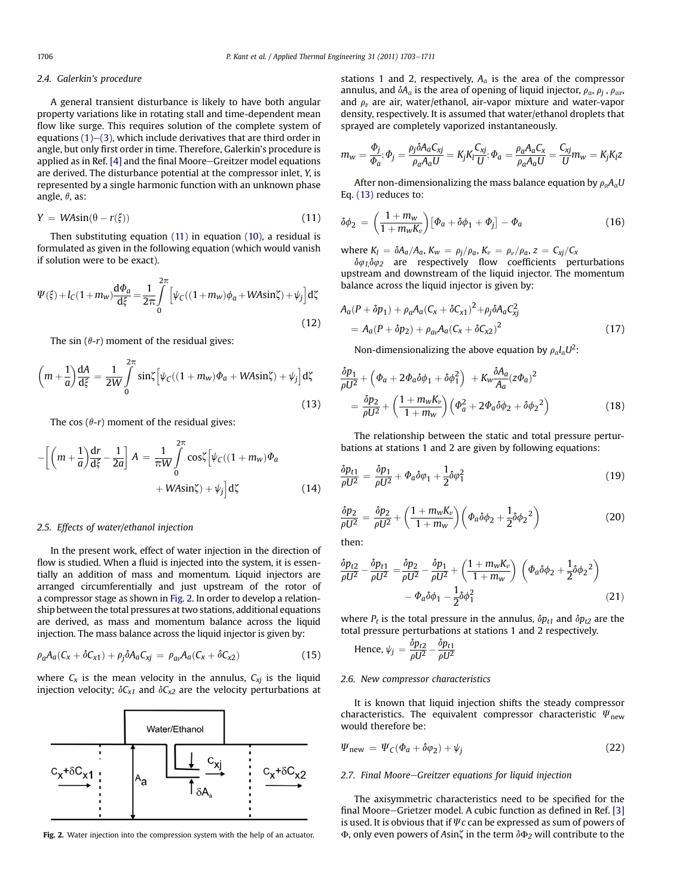### 2.4. Galerkin's procedure

A general transient disturbance is likely to have both angular property variations like in rotating stall and time-dependent mean flow like surge. This requires solution of the complete system of equations (1)–(3), which include derivatives that are third order in angle, but only first order in time. Therefore, Galerkin's procedure is applied as in Ref. [4] and the final Moore–Greitzer model equations are derived. The disturbance potential at the compressor inlet, $Y$, is represented by a single harmonic function with an unknown phase angle, $\theta$, as:

$$Y = WA\sin(\theta - r(\xi)) \tag{11}$$

Then substituting equation (11) in equation (10), a residual is formulated as given in the following equation (which would vanish if solution were to be exact).

$$\Psi(\xi) + l_C(1+m_w)\frac{d\Phi_a}{d\xi} = \frac{1}{2\pi}\int_0^{2\pi}\left[\psi_C((1+m_w)\phi_a + WA\sin\zeta) + \psi_j\right]d\zeta \tag{12}$$

The sin ($\theta$-$r$) moment of the residual gives:

$$\left(m + \frac{1}{a}\right)\frac{dA}{d\xi} = \frac{1}{2W}\int_0^{2\pi}\sin\zeta\left[\psi_C((1+m_w)\Phi_a + WA\sin\zeta) + \psi_j\right]d\zeta \tag{13}$$

The cos ($\theta$-$r$) moment of the residual gives:

$$-\left[\left(m + \frac{1}{a}\right)\frac{dr}{d\xi} - \frac{1}{2a}\right]A = \frac{1}{\pi W}\int_0^{2\pi}\cos\zeta\left[\psi_C((1+m_w)\Phi_a + WA\sin\zeta) + \psi_j\right]d\zeta \tag{14}$$

### 2.5. Effects of water/ethanol injection

In the present work, effect of water injection in the direction of flow is studied. When a fluid is injected into the system, it is essentially an addition of mass and momentum. Liquid injectors are arranged circumferentially and just upstream of the rotor of a compressor stage as shown in Fig. 2. In order to develop a relationship between the total pressures at two stations, additional equations are derived, as mass and momentum balance across the liquid injection. The mass balance across the liquid injector is given by:

$$\rho_a A_a(C_x + \delta C_{x1}) + \rho_j \delta A_a C_{xj} = \rho_{av} A_a(C_x + \delta C_{x2}) \tag{15}$$

where $C_x$ is the mean velocity in the annulus, $C_{xj}$ is the liquid injection velocity; $\delta C_{x1}$ and $\delta C_{x2}$ are the velocity perturbations at stations 1 and 2, respectively, $A_\alpha$ is the area of the compressor annulus, and $\delta A_\alpha$ is the area of opening of liquid injector, $\rho_\alpha$, $\rho_j$, $\rho_{\alpha v}$, and $\rho_v$ are air, water/ethanol, air-vapor mixture and water-vapor density, respectively. It is assumed that water/ethanol droplets that sprayed are completely vaporized instantaneously.

Fig. 2. Water injection into the compression system with the help of an actuator.

$$m_w = \frac{\Phi_j}{\Phi_a}; \Phi_j = \frac{\rho_j \delta A_a C_{xj}}{\rho_a A_a U} = K_j K_l \frac{C_{xj}}{U}; \Phi_a = \frac{\rho_a A_a C_x}{\rho_a A_a U} = \frac{C_{xj}}{U} m_w = K_j K_l z$$

After non-dimensionalizing the mass balance equation by $\rho_\alpha A_\alpha U$ Eq. (13) reduces to:

$$\delta\phi_2 = \left(\frac{1+m_w}{1+m_w K_v}\right)\left[\Phi_a + \delta\phi_1 + \Phi_j\right] - \Phi_a \tag{16}$$

where $K_l = \delta A_a/A_a$, $K_w = \rho_j/\rho_a$, $K_v = \rho_v/\rho_a$, $z = C_{xj}/C_x$

$\delta\varphi_1, \delta\varphi_2$ are respectively flow coefficients perturbations upstream and downstream of the liquid injector. The momentum balance across the liquid injector is given by:

$$A_a(P + \delta p_1) + \rho_a A_a(C_x + \delta C_{x1})^2 + \rho_j \delta A_a C_{xj}^2 = A_a(P + \delta p_2) + \rho_{av} A_a(C_x + \delta C_{x2})^2 \tag{17}$$

Non-dimensionalizing the above equation by $\rho_\alpha l_\alpha U^2$:

$$\frac{\delta p_1}{\rho U^2} + \left(\Phi_a + 2\Phi_a\delta\phi_1 + \delta\phi_1^2\right) + K_w\frac{\delta A_a}{A_a}(z\Phi_a)^2 = \frac{\delta p_2}{\rho U^2} + \left(\frac{1+m_w K_v}{1+m_w}\right)\left(\Phi_a^2 + 2\Phi_a\delta\phi_2 + \delta\phi_2{}^2\right) \tag{18}$$

The relationship between the static and total pressure perturbations at stations 1 and 2 are given by following equations:

$$\frac{\delta p_{t1}}{\rho U^2} = \frac{\delta p_1}{\rho U^2} + \Phi_a\delta\varphi_1 + \frac{1}{2}\delta\varphi_1^2 \tag{19}$$

$$\frac{\delta p_2}{\rho U^2} = \frac{\delta p_2}{\rho U^2} + \left(\frac{1+m_w K_v}{1+m_w}\right)\left(\Phi_a\delta\phi_2 + \frac{1}{2}\delta\phi_2{}^2\right) \tag{20}$$

then:

$$\frac{\delta p_{t2}}{\rho U^2} - \frac{\delta p_{t1}}{\rho U^2} = \frac{\delta p_2}{\rho U^2} - \frac{\delta p_1}{\rho U^2} + \left(\frac{1+m_w K_v}{1+m_w}\right)\left(\Phi_a\delta\phi_2 + \frac{1}{2}\delta\phi_2{}^2\right) - \Phi_a\delta\phi_1 - \frac{1}{2}\delta\phi_1^2 \tag{21}$$

where $P_t$ is the total pressure in the annulus, $\delta p_{t1}$ and $\delta p_{t2}$ are the total pressure perturbations at stations 1 and 2 respectively.

Hence, $\psi_j = \frac{\delta p_{t2}}{\rho U^2} - \frac{\delta p_{t1}}{\rho U^2}$

### 2.6. New compressor characteristics

It is known that liquid injection shifts the steady compressor characteristics. The equivalent compressor characteristic $\Psi_{\text{new}}$ would therefore be:

$$\Psi_{\text{new}} = \Psi_C(\Phi_a + \delta\varphi_2) + \psi_j \tag{22}$$

### 2.7. Final Moore–Greitzer equations for liquid injection

The axisymmetric characteristics need to be specified for the final Moore–Grietzer model. A cubic function as defined in Ref. [3] is used. It is obvious that if $\Psi_C$ can be expressed as sum of powers of $\Phi$, only even powers of $A\sin\zeta$ in the term $\delta\Phi_2$ will contribute to the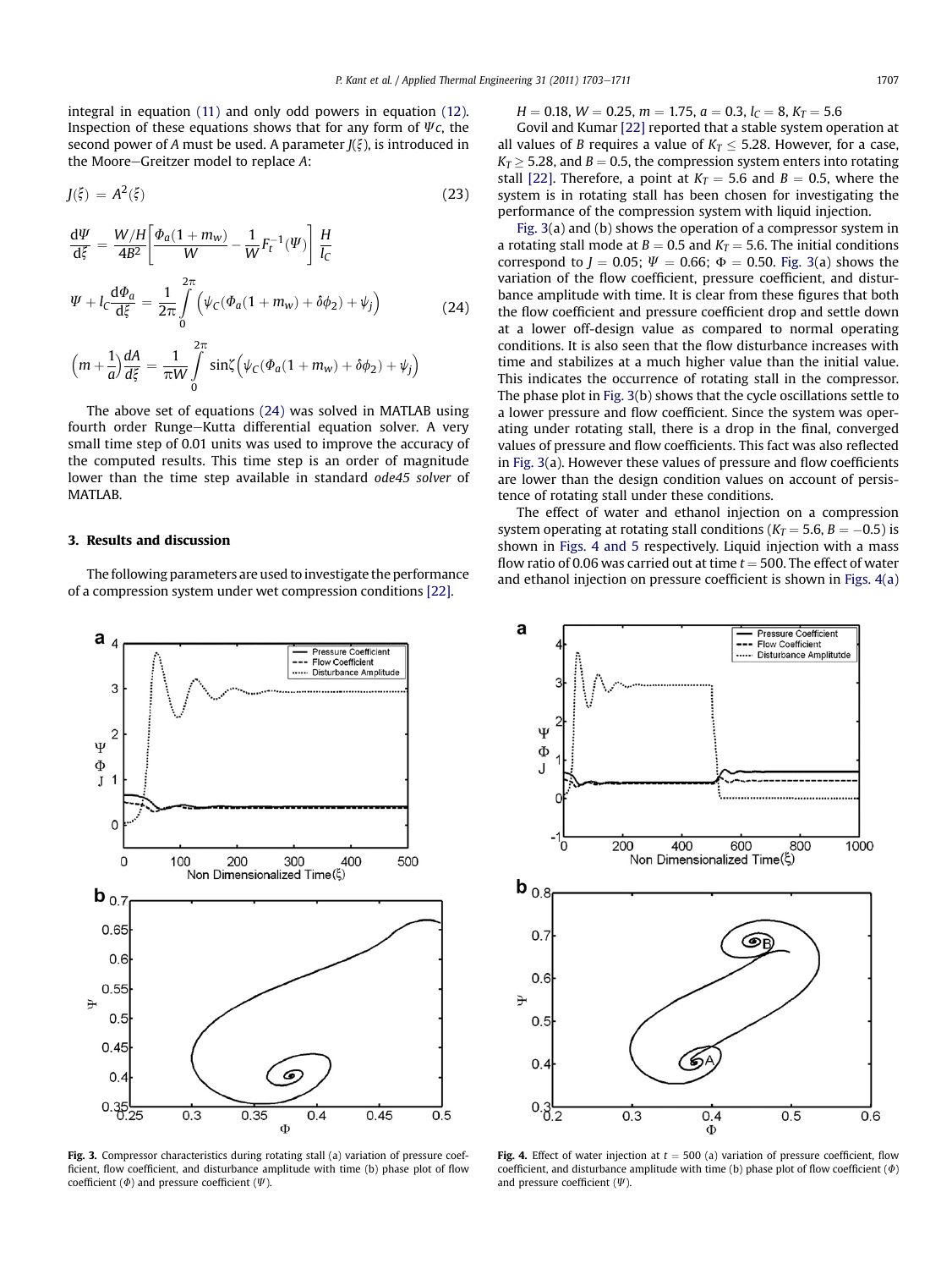integral in equation (11) and only odd powers in equation (12). Inspection of these equations shows that for any form of $\Psi c$, the second power of $A$ must be used. A parameter $J(\xi)$, is introduced in the Moore–Greitzer model to replace $A$:

$$J(\xi) = A^2(\xi) \tag{23}$$

$$\frac{d\Psi}{d\xi} = \frac{W/H}{4B^2}\left[\frac{\Phi_a(1+m_w)}{W} - \frac{1}{W}F_t^{-1}(\Psi)\right]\frac{H}{l_C}$$

$$\Psi + l_C\frac{d\Phi_a}{d\xi} = \frac{1}{2\pi}\int_0^{2\pi}\left(\psi_C(\Phi_a(1+m_w)+\delta\phi_2)+\psi_j\right) \tag{24}$$

$$\left(m+\frac{1}{a}\right)\frac{dA}{d\xi} = \frac{1}{\pi W}\int_0^{2\pi}\sin\zeta\left(\psi_C(\Phi_a(1+m_w)+\delta\phi_2)+\psi_j\right)$$

The above set of equations (24) was solved in MATLAB using fourth order Runge–Kutta differential equation solver. A very small time step of 0.01 units was used to improve the accuracy of the computed results. This time step is an order of magnitude lower than the time step available in standard *ode45 solver* of MATLAB.

## 3. Results and discussion

The following parameters are used to investigate the performance of a compression system under wet compression conditions [22].

$H = 0.18$, $W = 0.25$, $m = 1.75$, $a = 0.3$, $l_C = 8$, $K_T = 5.6$

Govil and Kumar [22] reported that a stable system operation at all values of $B$ requires a value of $K_T \leq 5.28$. However, for a case, $K_T \geq 5.28$, and $B = 0.5$, the compression system enters into rotating stall [22]. Therefore, a point at $K_T = 5.6$ and $B = 0.5$, where the system is in rotating stall mode has been chosen for investigating the performance of the compression system with liquid injection.

Fig. 3(a) and (b) shows the operation of a compressor system in a rotating stall mode at $B = 0.5$ and $K_T = 5.6$. The initial conditions correspond to $J = 0.05$; $\Psi = 0.66$; $\Phi = 0.50$. Fig. 3(a) shows the variation of the flow coefficient, pressure coefficient, and disturbance amplitude with time. It is clear from these figures that both the flow coefficient and pressure coefficient drop and settle down at a lower off-design value as compared to normal operating conditions. It is also seen that the flow disturbance increases with time and stabilizes at a much higher value than the initial value. This indicates the occurrence of rotating stall in the compressor. The phase plot in Fig. 3(b) shows that the cycle oscillations settle to a lower pressure and flow coefficient. Since the system was operating under rotating stall, there is a drop in the final, converged values of pressure and flow coefficients. This fact was also reflected in Fig. 3(a). However these values of pressure and flow coefficients are lower than the design condition values on account of persistence of rotating stall under these conditions.

The effect of water and ethanol injection on a compression system operating at rotating stall conditions ($K_T = 5.6$, $B = -0.5$) is shown in Figs. 4 and 5 respectively. Liquid injection with a mass flow ratio of 0.06 was carried out at time $t = 500$. The effect of water and ethanol injection on pressure coefficient is shown in Figs. 4(a)

**Fig. 3.** Compressor characteristics during rotating stall (a) variation of pressure coefficient, flow coefficient, and disturbance amplitude with time (b) phase plot of flow coefficient ($\Phi$) and pressure coefficient ($\Psi$).

**Fig. 4.** Effect of water injection at $t = 500$ (a) variation of pressure coefficient, flow coefficient, and disturbance amplitude with time (b) phase plot of flow coefficient ($\Phi$) and pressure coefficient ($\Psi$).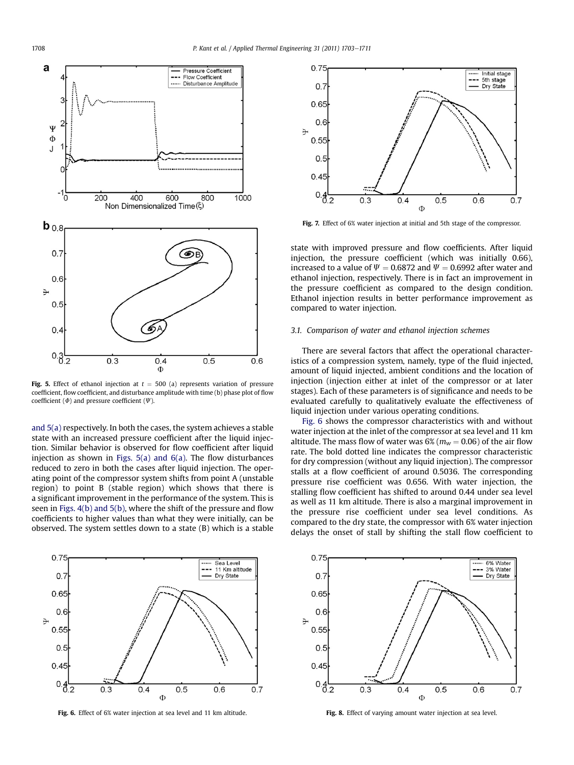Fig. 5. Effect of ethanol injection at $t = 500$ (a) represents variation of pressure coefficient, flow coefficient, and disturbance amplitude with time (b) phase plot of flow coefficient ($\Phi$) and pressure coefficient ($\Psi$).

and 5(a) respectively. In both the cases, the system achieves a stable state with an increased pressure coefficient after the liquid injection. Similar behavior is observed for flow coefficient after liquid injection as shown in Figs. 5(a) and 6(a). The flow disturbances reduced to zero in both the cases after liquid injection. The operating point of the compressor system shifts from point A (unstable region) to point B (stable region) which shows that there is a significant improvement in the performance of the system. This is seen in Figs. 4(b) and 5(b), where the shift of the pressure and flow coefficients to higher values than what they were initially, can be observed. The system settles down to a state (B) which is a stable state with improved pressure and flow coefficients. After liquid injection, the pressure coefficient (which was initially 0.66), increased to a value of $\Psi = 0.6872$ and $\Psi = 0.6992$ after water and ethanol injection, respectively. There is in fact an improvement in the pressure coefficient as compared to the design condition. Ethanol injection results in better performance improvement as compared to water injection.

Fig. 7. Effect of 6% water injection at initial and 5th stage of the compressor.

### 3.1. Comparison of water and ethanol injection schemes

There are several factors that affect the operational characteristics of a compression system, namely, type of the fluid injected, amount of liquid injected, ambient conditions and the location of injection (injection either at inlet of the compressor or at later stages). Each of these parameters is of significance and needs to be evaluated carefully to qualitatively evaluate the effectiveness of liquid injection under various operating conditions.

Fig. 6 shows the compressor characteristics with and without water injection at the inlet of the compressor at sea level and 11 km altitude. The mass flow of water was 6% ($m_w = 0.06$) of the air flow rate. The bold dotted line indicates the compressor characteristic for dry compression (without any liquid injection). The compressor stalls at a flow coefficient of around 0.5036. The corresponding pressure rise coefficient was 0.656. With water injection, the stalling flow coefficient has shifted to around 0.44 under sea level as well as 11 km altitude. There is also a marginal improvement in the pressure rise coefficient under sea level conditions. As compared to the dry state, the compressor with 6% water injection delays the onset of stall by shifting the stall flow coefficient to

Fig. 6. Effect of 6% water injection at sea level and 11 km altitude.

Fig. 8. Effect of varying amount water injection at sea level.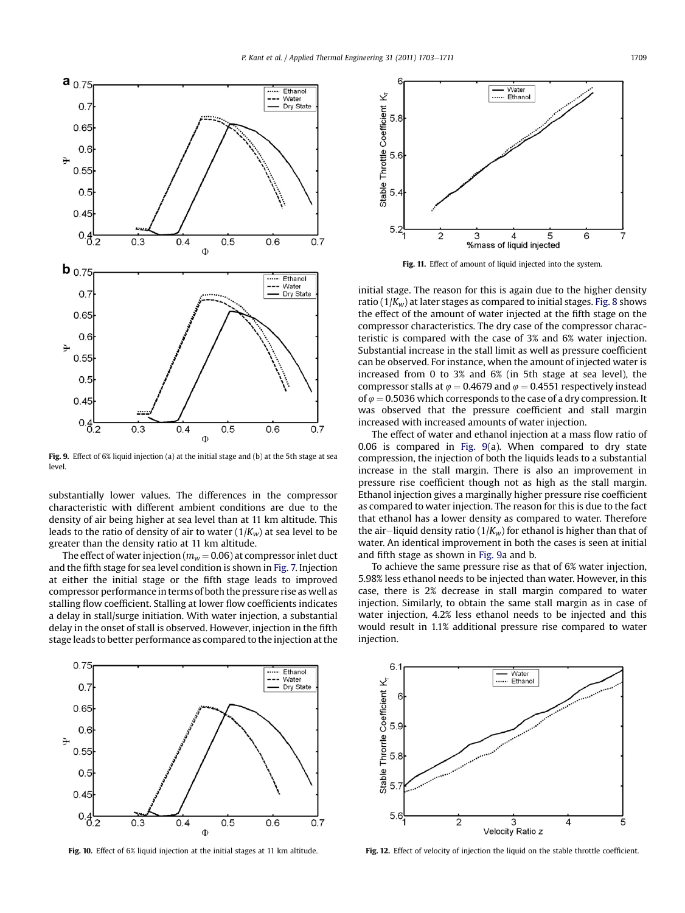Fig. 9. Effect of 6% liquid injection (a) at the initial stage and (b) at the 5th stage at sea level.

substantially lower values. The differences in the compressor characteristic with different ambient conditions are due to the density of air being higher at sea level than at 11 km altitude. This leads to the ratio of density of air to water ($1/K_w$) at sea level to be greater than the density ratio at 11 km altitude.

The effect of water injection ($m_w = 0.06$) at compressor inlet duct and the fifth stage for sea level condition is shown in Fig. 7. Injection at either the initial stage or the fifth stage leads to improved compressor performance in terms of both the pressure rise as well as stalling flow coefficient. Stalling at lower flow coefficients indicates a delay in stall/surge initiation. With water injection, a substantial delay in the onset of stall is observed. However, injection in the fifth stage leads to better performance as compared to the injection at the initial stage. The reason for this is again due to the higher density ratio ($1/K_w$) at later stages as compared to initial stages. Fig. 8 shows the effect of the amount of water injected at the fifth stage on the compressor characteristics. The dry case of the compressor characteristic is compared with the case of 3% and 6% water injection. Substantial increase in the stall limit as well as pressure coefficient can be observed. For instance, when the amount of injected water is increased from 0 to 3% and 6% (in 5th stage at sea level), the compressor stalls at $\varphi = 0.4679$ and $\varphi = 0.4551$ respectively instead of $\varphi = 0.5036$ which corresponds to the case of a dry compression. It was observed that the pressure coefficient and stall margin increased with increased amounts of water injection.

The effect of water and ethanol injection at a mass flow ratio of 0.06 is compared in Fig. 9(a). When compared to dry state compression, the injection of both the liquids leads to a substantial increase in the stall margin. There is also an improvement in pressure rise coefficient though not as high as the stall margin. Ethanol injection gives a marginally higher pressure rise coefficient as compared to water injection. The reason for this is due to the fact that ethanol has a lower density as compared to water. Therefore the air–liquid density ratio ($1/K_w$) for ethanol is higher than that of water. An identical improvement in both the cases is seen at initial and fifth stage as shown in Fig. 9a and b.

To achieve the same pressure rise as that of 6% water injection, 5.98% less ethanol needs to be injected than water. However, in this case, there is 2% decrease in stall margin compared to water injection. Similarly, to obtain the same stall margin as in case of water injection, 4.2% less ethanol needs to be injected and this would result in 1.1% additional pressure rise compared to water injection.

Fig. 10. Effect of 6% liquid injection at the initial stages at 11 km altitude.

Fig. 11. Effect of amount of liquid injected into the system.

Fig. 12. Effect of velocity of injection the liquid on the stable throttle coefficient.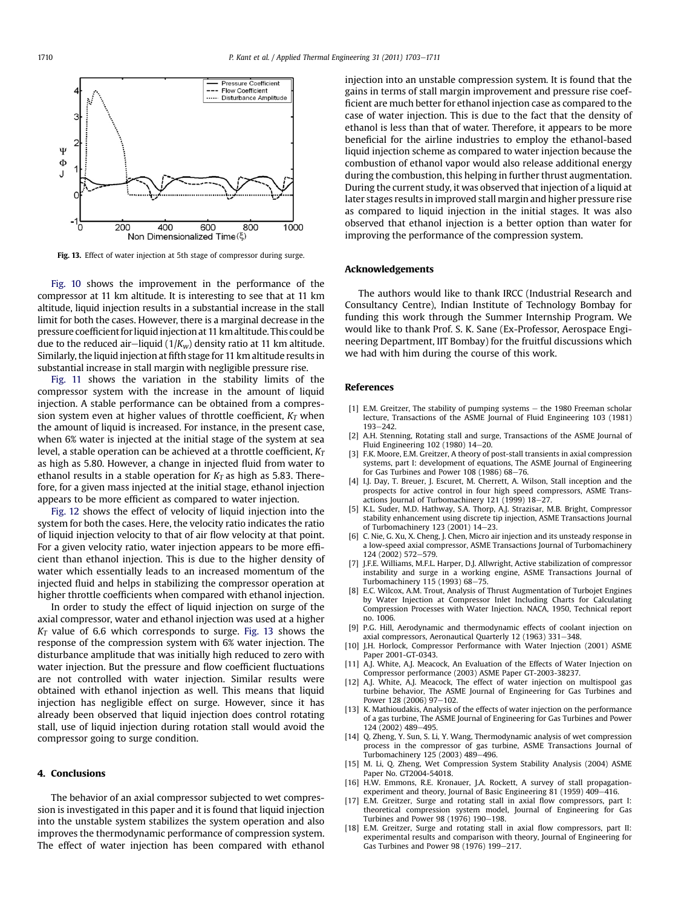Fig. 13. Effect of water injection at 5th stage of compressor during surge.

Fig. 10 shows the improvement in the performance of the compressor at 11 km altitude. It is interesting to see that at 11 km altitude, liquid injection results in a substantial increase in the stall limit for both the cases. However, there is a marginal decrease in the pressure coefficient for liquid injection at 11 km altitude. This could be due to the reduced air–liquid ($1/K_w$) density ratio at 11 km altitude. Similarly, the liquid injection at fifth stage for 11 km altitude results in substantial increase in stall margin with negligible pressure rise.

Fig. 11 shows the variation in the stability limits of the compressor system with the increase in the amount of liquid injection. A stable performance can be obtained from a compression system even at higher values of throttle coefficient, $K_T$ when the amount of liquid is increased. For instance, in the present case, when 6% water is injected at the initial stage of the system at sea level, a stable operation can be achieved at a throttle coefficient, $K_T$ as high as 5.80. However, a change in injected fluid from water to ethanol results in a stable operation for $K_T$ as high as 5.83. Therefore, for a given mass injected at the initial stage, ethanol injection appears to be more efficient as compared to water injection.

Fig. 12 shows the effect of velocity of liquid injection into the system for both the cases. Here, the velocity ratio indicates the ratio of liquid injection velocity to that of air flow velocity at that point. For a given velocity ratio, water injection appears to be more efficient than ethanol injection. This is due to the higher density of water which essentially leads to an increased momentum of the injected fluid and helps in stabilizing the compressor operation at higher throttle coefficients when compared with ethanol injection.

In order to study the effect of liquid injection on surge of the axial compressor, water and ethanol injection was used at a higher $K_T$ value of 6.6 which corresponds to surge. Fig. 13 shows the response of the compression system with 6% water injection. The disturbance amplitude that was initially high reduced to zero with water injection. But the pressure and flow coefficient fluctuations are not controlled with water injection. Similar results were obtained with ethanol injection as well. This means that liquid injection has negligible effect on surge. However, since it has already been observed that liquid injection does control rotating stall, use of liquid injection during rotation stall would avoid the compressor going to surge condition.

## 4. Conclusions

The behavior of an axial compressor subjected to wet compression is investigated in this paper and it is found that liquid injection into the unstable system stabilizes the system operation and also improves the thermodynamic performance of compression system. The effect of water injection has been compared with ethanol injection into an unstable compression system. It is found that the gains in terms of stall margin improvement and pressure rise coefficient are much better for ethanol injection case as compared to the case of water injection. This is due to the fact that the density of ethanol is less than that of water. Therefore, it appears to be more beneficial for the airline industries to employ the ethanol-based liquid injection scheme as compared to water injection because the combustion of ethanol vapor would also release additional energy during the combustion, this helping in further thrust augmentation. During the current study, it was observed that injection of a liquid at later stages results in improved stall margin and higher pressure rise as compared to liquid injection in the initial stages. It was also observed that ethanol injection is a better option than water for improving the performance of the compression system.

## Acknowledgements

The authors would like to thank IRCC (Industrial Research and Consultancy Centre), Indian Institute of Technology Bombay for funding this work through the Summer Internship Program. We would like to thank Prof. S. K. Sane (Ex-Professor, Aerospace Engineering Department, IIT Bombay) for the fruitful discussions which we had with him during the course of this work.

## References

[1] E.M. Greitzer, The stability of pumping systems – the 1980 Freeman scholar lecture, Transactions of the ASME Journal of Fluid Engineering 103 (1981) 193–242.

[2] A.H. Stenning, Rotating stall and surge, Transactions of the ASME Journal of Fluid Engineering 102 (1980) 14–20.

[3] F.K. Moore, E.M. Greitzer, A theory of post-stall transients in axial compression systems, part I: development of equations, The ASME Journal of Engineering for Gas Turbines and Power 108 (1986) 68–76.

[4] I.J. Day, T. Breuer, J. Escuret, M. Cherrett, A. Wilson, Stall inception and the prospects for active control in four high speed compressors, ASME Transactions Journal of Turbomachinery 121 (1999) 18–27.

[5] K.L. Suder, M.D. Hathway, S.A. Thorp, A.J. Strazisar, M.B. Bright, Compressor stability enhancement using discrete tip injection, ASME Transactions Journal of Turbomachinery 123 (2001) 14–23.

[6] C. Nie, G. Xu, X. Cheng, J. Chen, Micro air injection and its unsteady response in a low-speed axial compressor, ASME Transactions Journal of Turbomachinery 124 (2002) 572–579.

[7] J.F.E. Williams, M.F.L. Harper, D.J. Allwright, Active stabilization of compressor instability and surge in a working engine, ASME Transactions Journal of Turbomachinery 115 (1993) 68–75.

[8] E.C. Wilcox, A.M. Trout, Analysis of Thrust Augmentation of Turbojet Engines by Water Injection at Compressor Inlet Including Charts for Calculating Compression Processes with Water Injection. NACA, 1950, Technical report no. 1006.

[9] P.G. Hill, Aerodynamic and thermodynamic effects of coolant injection on axial compressors, Aeronautical Quarterly 12 (1963) 331–348.

[10] J.H. Horlock, Compressor Performance with Water Injection (2001) ASME Paper 2001-GT-0343.

[11] A.J. White, A.J. Meacock, An Evaluation of the Effects of Water Injection on Compressor performance (2003) ASME Paper GT-2003-38237.

[12] A.J. White, A.J. Meacock, The effect of water injection on multispool gas turbine behavior, The ASME Journal of Engineering for Gas Turbines and Power 128 (2006) 97–102.

[13] K. Mathioudakis, Analysis of the effects of water injection on the performance of a gas turbine, The ASME Journal of Engineering for Gas Turbines and Power 124 (2002) 489–495.

[14] Q. Zheng, Y. Sun, S. Li, Y. Wang, Thermodynamic analysis of wet compression process in the compressor of gas turbine, ASME Transactions Journal of Turbomachinery 125 (2003) 489–496.

[15] M. Li, Q. Zheng, Wet Compression System Stability Analysis (2004) ASME Paper No. GT2004-54018.

[16] H.W. Emmons, R.E. Kronauer, J.A. Rockett, A survey of stall propagation-experiment and theory, Journal of Basic Engineering 81 (1959) 409–416.

[17] E.M. Greitzer, Surge and rotating stall in axial flow compressors, part I: theoretical compression system model, Journal of Engineering for Gas Turbines and Power 98 (1976) 190–198.

[18] E.M. Greitzer, Surge and rotating stall in axial flow compressors, part II: experimental results and comparison with theory, Journal of Engineering for Gas Turbines and Power 98 (1976) 199–217.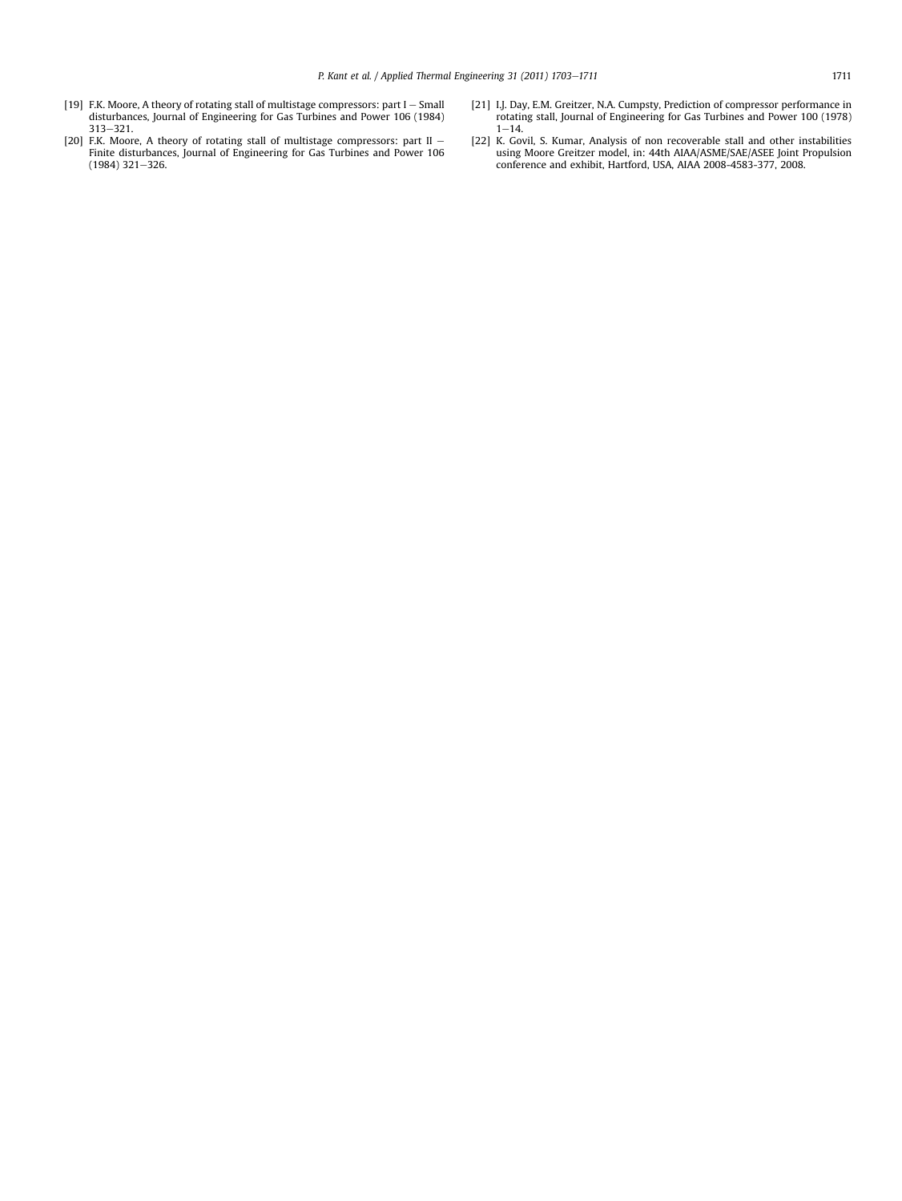[19] F.K. Moore, A theory of rotating stall of multistage compressors: part I – Small disturbances, Journal of Engineering for Gas Turbines and Power 106 (1984) 313–321.

[20] F.K. Moore, A theory of rotating stall of multistage compressors: part II – Finite disturbances, Journal of Engineering for Gas Turbines and Power 106 (1984) 321–326.

[21] I.J. Day, E.M. Greitzer, N.A. Cumpsty, Prediction of compressor performance in rotating stall, Journal of Engineering for Gas Turbines and Power 100 (1978) 1–14.

[22] K. Govil, S. Kumar, Analysis of non recoverable stall and other instabilities using Moore Greitzer model, in: 44th AIAA/ASME/SAE/ASEE Joint Propulsion conference and exhibit, Hartford, USA, AIAA 2008-4583-377, 2008.